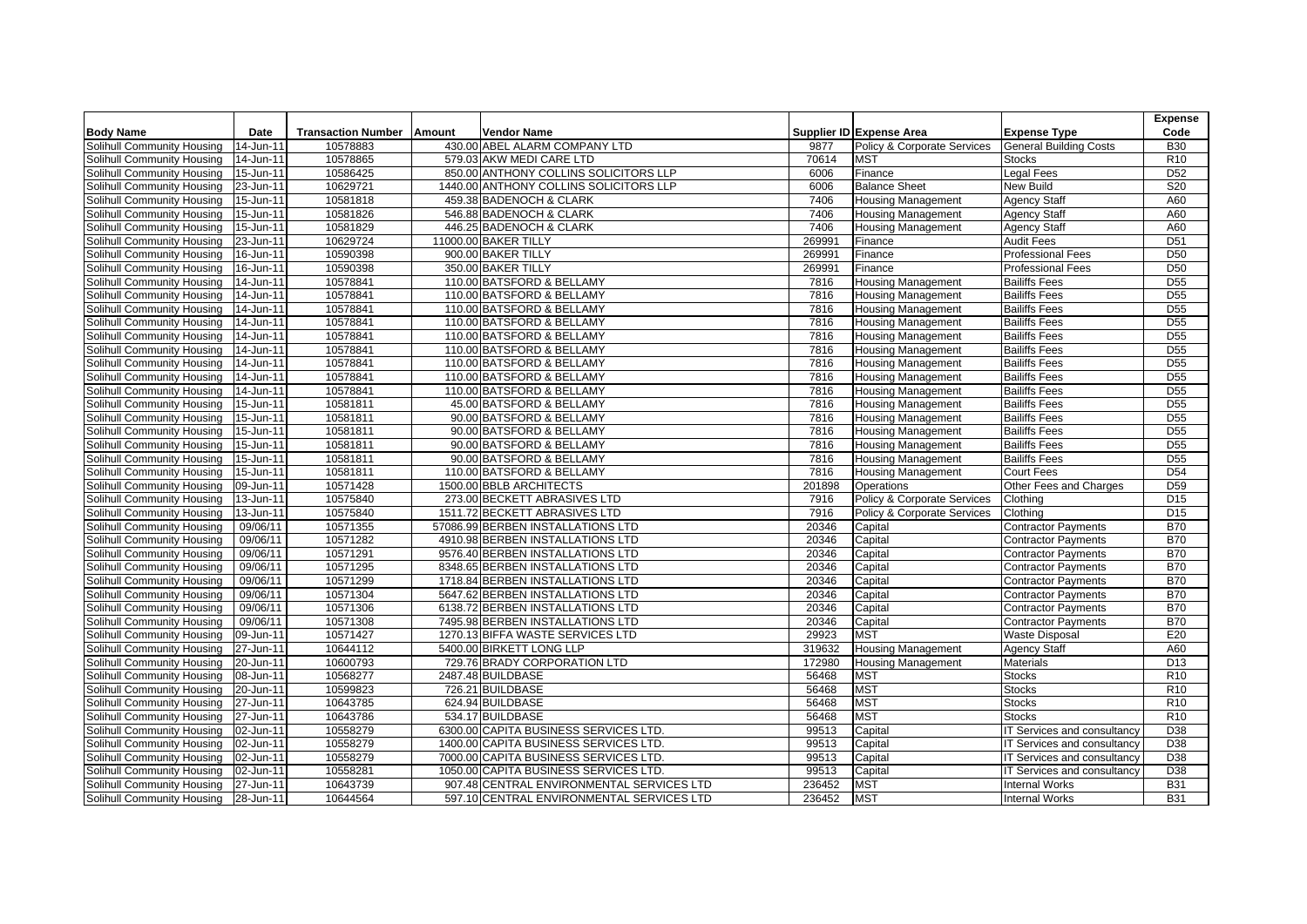| Body Name | Date | Transaction Number | Amount | Vendor Name | Supplier ID | Expense Area | Expense Type | Expense Code |
|---|---|---|---|---|---|---|---|---|
| Solihull Community Housing | 14-Jun-11 | 10578883 | 430.00 | ABEL ALARM COMPANY LTD | 9877 | Policy & Corporate Services | General Building Costs | B30 |
| Solihull Community Housing | 14-Jun-11 | 10578865 | 579.03 | AKW MEDI CARE LTD | 70614 | MST | Stocks | R10 |
| Solihull Community Housing | 15-Jun-11 | 10586425 | 850.00 | ANTHONY COLLINS SOLICITORS LLP | 6006 | Finance | Legal Fees | D52 |
| Solihull Community Housing | 23-Jun-11 | 10629721 | 1440.00 | ANTHONY COLLINS SOLICITORS LLP | 6006 | Balance Sheet | New Build | S20 |
| Solihull Community Housing | 15-Jun-11 | 10581818 | 459.38 | BADENOCH & CLARK | 7406 | Housing Management | Agency Staff | A60 |
| Solihull Community Housing | 15-Jun-11 | 10581826 | 546.88 | BADENOCH & CLARK | 7406 | Housing Management | Agency Staff | A60 |
| Solihull Community Housing | 15-Jun-11 | 10581829 | 446.25 | BADENOCH & CLARK | 7406 | Housing Management | Agency Staff | A60 |
| Solihull Community Housing | 23-Jun-11 | 10629724 | 11000.00 | BAKER TILLY | 269991 | Finance | Audit Fees | D51 |
| Solihull Community Housing | 16-Jun-11 | 10590398 | 900.00 | BAKER TILLY | 269991 | Finance | Professional Fees | D50 |
| Solihull Community Housing | 16-Jun-11 | 10590398 | 350.00 | BAKER TILLY | 269991 | Finance | Professional Fees | D50 |
| Solihull Community Housing | 14-Jun-11 | 10578841 | 110.00 | BATSFORD & BELLAMY | 7816 | Housing Management | Bailiffs Fees | D55 |
| Solihull Community Housing | 14-Jun-11 | 10578841 | 110.00 | BATSFORD & BELLAMY | 7816 | Housing Management | Bailiffs Fees | D55 |
| Solihull Community Housing | 14-Jun-11 | 10578841 | 110.00 | BATSFORD & BELLAMY | 7816 | Housing Management | Bailiffs Fees | D55 |
| Solihull Community Housing | 14-Jun-11 | 10578841 | 110.00 | BATSFORD & BELLAMY | 7816 | Housing Management | Bailiffs Fees | D55 |
| Solihull Community Housing | 14-Jun-11 | 10578841 | 110.00 | BATSFORD & BELLAMY | 7816 | Housing Management | Bailiffs Fees | D55 |
| Solihull Community Housing | 14-Jun-11 | 10578841 | 110.00 | BATSFORD & BELLAMY | 7816 | Housing Management | Bailiffs Fees | D55 |
| Solihull Community Housing | 14-Jun-11 | 10578841 | 110.00 | BATSFORD & BELLAMY | 7816 | Housing Management | Bailiffs Fees | D55 |
| Solihull Community Housing | 14-Jun-11 | 10578841 | 110.00 | BATSFORD & BELLAMY | 7816 | Housing Management | Bailiffs Fees | D55 |
| Solihull Community Housing | 14-Jun-11 | 10578841 | 110.00 | BATSFORD & BELLAMY | 7816 | Housing Management | Bailiffs Fees | D55 |
| Solihull Community Housing | 15-Jun-11 | 10581811 | 45.00 | BATSFORD & BELLAMY | 7816 | Housing Management | Bailiffs Fees | D55 |
| Solihull Community Housing | 15-Jun-11 | 10581811 | 90.00 | BATSFORD & BELLAMY | 7816 | Housing Management | Bailiffs Fees | D55 |
| Solihull Community Housing | 15-Jun-11 | 10581811 | 90.00 | BATSFORD & BELLAMY | 7816 | Housing Management | Bailiffs Fees | D55 |
| Solihull Community Housing | 15-Jun-11 | 10581811 | 90.00 | BATSFORD & BELLAMY | 7816 | Housing Management | Bailiffs Fees | D55 |
| Solihull Community Housing | 15-Jun-11 | 10581811 | 90.00 | BATSFORD & BELLAMY | 7816 | Housing Management | Bailiffs Fees | D55 |
| Solihull Community Housing | 15-Jun-11 | 10581811 | 110.00 | BATSFORD & BELLAMY | 7816 | Housing Management | Court Fees | D54 |
| Solihull Community Housing | 09-Jun-11 | 10571428 | 1500.00 | BBLB ARCHITECTS | 201898 | Operations | Other Fees and Charges | D59 |
| Solihull Community Housing | 13-Jun-11 | 10575840 | 273.00 | BECKETT ABRASIVES LTD | 7916 | Policy & Corporate Services | Clothing | D15 |
| Solihull Community Housing | 13-Jun-11 | 10575840 | 1511.72 | BECKETT ABRASIVES LTD | 7916 | Policy & Corporate Services | Clothing | D15 |
| Solihull Community Housing | 09/06/11 | 10571355 | 57086.99 | BERBEN INSTALLATIONS LTD | 20346 | Capital | Contractor Payments | B70 |
| Solihull Community Housing | 09/06/11 | 10571282 | 4910.98 | BERBEN INSTALLATIONS LTD | 20346 | Capital | Contractor Payments | B70 |
| Solihull Community Housing | 09/06/11 | 10571291 | 9576.40 | BERBEN INSTALLATIONS LTD | 20346 | Capital | Contractor Payments | B70 |
| Solihull Community Housing | 09/06/11 | 10571295 | 8348.65 | BERBEN INSTALLATIONS LTD | 20346 | Capital | Contractor Payments | B70 |
| Solihull Community Housing | 09/06/11 | 10571299 | 1718.84 | BERBEN INSTALLATIONS LTD | 20346 | Capital | Contractor Payments | B70 |
| Solihull Community Housing | 09/06/11 | 10571304 | 5647.62 | BERBEN INSTALLATIONS LTD | 20346 | Capital | Contractor Payments | B70 |
| Solihull Community Housing | 09/06/11 | 10571306 | 6138.72 | BERBEN INSTALLATIONS LTD | 20346 | Capital | Contractor Payments | B70 |
| Solihull Community Housing | 09/06/11 | 10571308 | 7495.98 | BERBEN INSTALLATIONS LTD | 20346 | Capital | Contractor Payments | B70 |
| Solihull Community Housing | 09-Jun-11 | 10571427 | 1270.13 | BIFFA WASTE SERVICES LTD | 29923 | MST | Waste Disposal | E20 |
| Solihull Community Housing | 27-Jun-11 | 10644112 | 5400.00 | BIRKETT LONG LLP | 319632 | Housing Management | Agency Staff | A60 |
| Solihull Community Housing | 20-Jun-11 | 10600793 | 729.76 | BRADY CORPORATION LTD | 172980 | Housing Management | Materials | D13 |
| Solihull Community Housing | 08-Jun-11 | 10568277 | 2487.48 | BUILDBASE | 56468 | MST | Stocks | R10 |
| Solihull Community Housing | 20-Jun-11 | 10599823 | 726.21 | BUILDBASE | 56468 | MST | Stocks | R10 |
| Solihull Community Housing | 27-Jun-11 | 10643785 | 624.94 | BUILDBASE | 56468 | MST | Stocks | R10 |
| Solihull Community Housing | 27-Jun-11 | 10643786 | 534.17 | BUILDBASE | 56468 | MST | Stocks | R10 |
| Solihull Community Housing | 02-Jun-11 | 10558279 | 6300.00 | CAPITA BUSINESS SERVICES LTD. | 99513 | Capital | IT Services and consultancy | D38 |
| Solihull Community Housing | 02-Jun-11 | 10558279 | 1400.00 | CAPITA BUSINESS SERVICES LTD. | 99513 | Capital | IT Services and consultancy | D38 |
| Solihull Community Housing | 02-Jun-11 | 10558279 | 7000.00 | CAPITA BUSINESS SERVICES LTD. | 99513 | Capital | IT Services and consultancy | D38 |
| Solihull Community Housing | 02-Jun-11 | 10558281 | 1050.00 | CAPITA BUSINESS SERVICES LTD. | 99513 | Capital | IT Services and consultancy | D38 |
| Solihull Community Housing | 27-Jun-11 | 10643739 | 907.48 | CENTRAL ENVIRONMENTAL SERVICES LTD | 236452 | MST | Internal Works | B31 |
| Solihull Community Housing | 28-Jun-11 | 10644564 | 597.10 | CENTRAL ENVIRONMENTAL SERVICES LTD | 236452 | MST | Internal Works | B31 |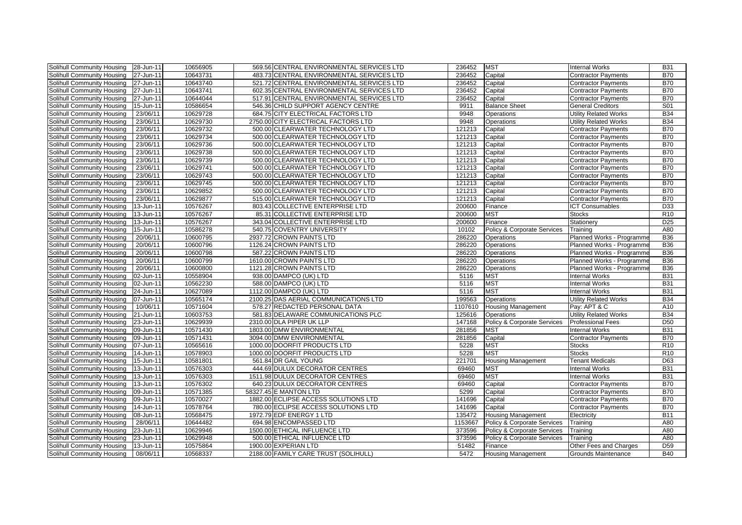| | | | | | | | | |
|---|---|---|---|---|---|---|---|---|
| Solihull Community Housing | 28-Jun-11 | 10656905 | 569.56 | CENTRAL ENVIRONMENTAL SERVICES LTD | 236452 | MST | Internal Works | B31 |
| Solihull Community Housing | 27-Jun-11 | 10643731 | 483.73 | CENTRAL ENVIRONMENTAL SERVICES LTD | 236452 | Capital | Contractor Payments | B70 |
| Solihull Community Housing | 27-Jun-11 | 10643740 | 521.72 | CENTRAL ENVIRONMENTAL SERVICES LTD | 236452 | Capital | Contractor Payments | B70 |
| Solihull Community Housing | 27-Jun-11 | 10643741 | 602.35 | CENTRAL ENVIRONMENTAL SERVICES LTD | 236452 | Capital | Contractor Payments | B70 |
| Solihull Community Housing | 27-Jun-11 | 10644044 | 517.91 | CENTRAL ENVIRONMENTAL SERVICES LTD | 236452 | Capital | Contractor Payments | B70 |
| Solihull Community Housing | 15-Jun-11 | 10586654 | 546.36 | CHILD SUPPORT AGENCY CENTRE | 9911 | Balance Sheet | General Creditors | S01 |
| Solihull Community Housing | 23/06/11 | 10629728 | 684.75 | CITY ELECTRICAL FACTORS LTD | 9948 | Operations | Utility Related Works | B34 |
| Solihull Community Housing | 23/06/11 | 10629730 | 2750.00 | CITY ELECTRICAL FACTORS LTD | 9948 | Operations | Utility Related Works | B34 |
| Solihull Community Housing | 23/06/11 | 10629732 | 500.00 | CLEARWATER TECHNOLOGY LTD | 121213 | Capital | Contractor Payments | B70 |
| Solihull Community Housing | 23/06/11 | 10629734 | 500.00 | CLEARWATER TECHNOLOGY LTD | 121213 | Capital | Contractor Payments | B70 |
| Solihull Community Housing | 23/06/11 | 10629736 | 500.00 | CLEARWATER TECHNOLOGY LTD | 121213 | Capital | Contractor Payments | B70 |
| Solihull Community Housing | 23/06/11 | 10629738 | 500.00 | CLEARWATER TECHNOLOGY LTD | 121213 | Capital | Contractor Payments | B70 |
| Solihull Community Housing | 23/06/11 | 10629739 | 500.00 | CLEARWATER TECHNOLOGY LTD | 121213 | Capital | Contractor Payments | B70 |
| Solihull Community Housing | 23/06/11 | 10629741 | 500.00 | CLEARWATER TECHNOLOGY LTD | 121213 | Capital | Contractor Payments | B70 |
| Solihull Community Housing | 23/06/11 | 10629743 | 500.00 | CLEARWATER TECHNOLOGY LTD | 121213 | Capital | Contractor Payments | B70 |
| Solihull Community Housing | 23/06/11 | 10629745 | 500.00 | CLEARWATER TECHNOLOGY LTD | 121213 | Capital | Contractor Payments | B70 |
| Solihull Community Housing | 23/06/11 | 10629852 | 500.00 | CLEARWATER TECHNOLOGY LTD | 121213 | Capital | Contractor Payments | B70 |
| Solihull Community Housing | 23/06/11 | 10629877 | 515.00 | CLEARWATER TECHNOLOGY LTD | 121213 | Capital | Contractor Payments | B70 |
| Solihull Community Housing | 13-Jun-11 | 10576267 | 803.43 | COLLECTIVE ENTERPRISE LTD | 200600 | Finance | ICT Consumables | D33 |
| Solihull Community Housing | 13-Jun-11 | 10576267 | 85.31 | COLLECTIVE ENTERPRISE LTD | 200600 | MST | Stocks | R10 |
| Solihull Community Housing | 13-Jun-11 | 10576267 | 343.04 | COLLECTIVE ENTERPRISE LTD | 200600 | Finance | Stationery | D25 |
| Solihull Community Housing | 15-Jun-11 | 10586278 | 540.75 | COVENTRY UNIVERSITY | 10102 | Policy & Corporate Services | Training | A80 |
| Solihull Community Housing | 20/06/11 | 10600795 | 2937.72 | CROWN PAINTS LTD | 286220 | Operations | Planned Works - Programme | B36 |
| Solihull Community Housing | 20/06/11 | 10600796 | 1126.24 | CROWN PAINTS LTD | 286220 | Operations | Planned Works - Programme | B36 |
| Solihull Community Housing | 20/06/11 | 10600798 | 587.22 | CROWN PAINTS LTD | 286220 | Operations | Planned Works - Programme | B36 |
| Solihull Community Housing | 20/06/11 | 10600799 | 1610.00 | CROWN PAINTS LTD | 286220 | Operations | Planned Works - Programme | B36 |
| Solihull Community Housing | 20/06/11 | 10600800 | 1121.28 | CROWN PAINTS LTD | 286220 | Operations | Planned Works - Programme | B36 |
| Solihull Community Housing | 02-Jun-11 | 10558904 | 938.00 | DAMPCO (UK) LTD | 5116 | MST | Internal Works | B31 |
| Solihull Community Housing | 02-Jun-11 | 10562230 | 588.00 | DAMPCO (UK) LTD | 5116 | MST | Internal Works | B31 |
| Solihull Community Housing | 24-Jun-11 | 10627089 | 1112.00 | DAMPCO (UK) LTD | 5116 | MST | Internal Works | B31 |
| Solihull Community Housing | 07-Jun-11 | 10565174 | 2100.25 | DAS AERIAL COMMUNICATIONS LTD | 199563 | Operations | Utility Related Works | B34 |
| Solihull Community Housing | 10/06/11 | 10571604 | 578.27 | REDACTED PERSONAL DATA | 1107610 | Housing Management | Pay: APT & C | A10 |
| Solihull Community Housing | 21-Jun-11 | 10603753 | 581.83 | DELAWARE COMMUNICATIONS PLC | 125616 | Operations | Utility Related Works | B34 |
| Solihull Community Housing | 23-Jun-11 | 10629939 | 2310.00 | DLA PIPER UK LLP | 147168 | Policy & Corporate Services | Professional Fees | D50 |
| Solihull Community Housing | 09-Jun-11 | 10571430 | 1803.00 | DMW ENVIRONMENTAL | 281856 | MST | Internal Works | B31 |
| Solihull Community Housing | 09-Jun-11 | 10571431 | 3094.00 | DMW ENVIRONMENTAL | 281856 | Capital | Contractor Payments | B70 |
| Solihull Community Housing | 07-Jun-11 | 10565616 | 1000.00 | DOORFIT PRODUCTS LTD | 5228 | MST | Stocks | R10 |
| Solihull Community Housing | 14-Jun-11 | 10578903 | 1000.00 | DOORFIT PRODUCTS LTD | 5228 | MST | Stocks | R10 |
| Solihull Community Housing | 15-Jun-11 | 10581801 | 561.84 | DR GAIL YOUNG | 221701 | Housing Management | Tenant Medicals | D63 |
| Solihull Community Housing | 13-Jun-11 | 10576303 | 444.69 | DULUX DECORATOR CENTRES | 69460 | MST | Internal Works | B31 |
| Solihull Community Housing | 13-Jun-11 | 10576303 | 1511.98 | DULUX DECORATOR CENTRES | 69460 | MST | Internal Works | B31 |
| Solihull Community Housing | 13-Jun-11 | 10576302 | 640.23 | DULUX DECORATOR CENTRES | 69460 | Capital | Contractor Payments | B70 |
| Solihull Community Housing | 09-Jun-11 | 10571385 | 58327.45 | E MANTON LTD | 5299 | Capital | Contractor Payments | B70 |
| Solihull Community Housing | 09-Jun-11 | 10570027 | 1882.00 | ECLIPSE ACCESS SOLUTIONS LTD | 141696 | Capital | Contractor Payments | B70 |
| Solihull Community Housing | 14-Jun-11 | 10578764 | 780.00 | ECLIPSE ACCESS SOLUTIONS LTD | 141696 | Capital | Contractor Payments | B70 |
| Solihull Community Housing | 08-Jun-11 | 10568475 | 1972.79 | EDF ENERGY 1 LTD | 135472 | Housing Management | Electricity | B11 |
| Solihull Community Housing | 28/06/11 | 10644482 | 694.98 | ENCOMPASSED LTD | 1153667 | Policy & Corporate Services | Training | A80 |
| Solihull Community Housing | 23-Jun-11 | 10629946 | 1500.00 | ETHICAL INFLUENCE LTD | 373596 | Policy & Corporate Services | Training | A80 |
| Solihull Community Housing | 23-Jun-11 | 10629948 | 500.00 | ETHICAL INFLUENCE LTD | 373596 | Policy & Corporate Services | Training | A80 |
| Solihull Community Housing | 13-Jun-11 | 10575864 | 1900.00 | EXPERIAN LTD | 51482 | Finance | Other Fees and Charges | D59 |
| Solihull Community Housing | 08/06/11 | 10568337 | 2188.00 | FAMILY CARE TRUST (SOLIHULL) | 5472 | Housing Management | Grounds Maintenance | B40 |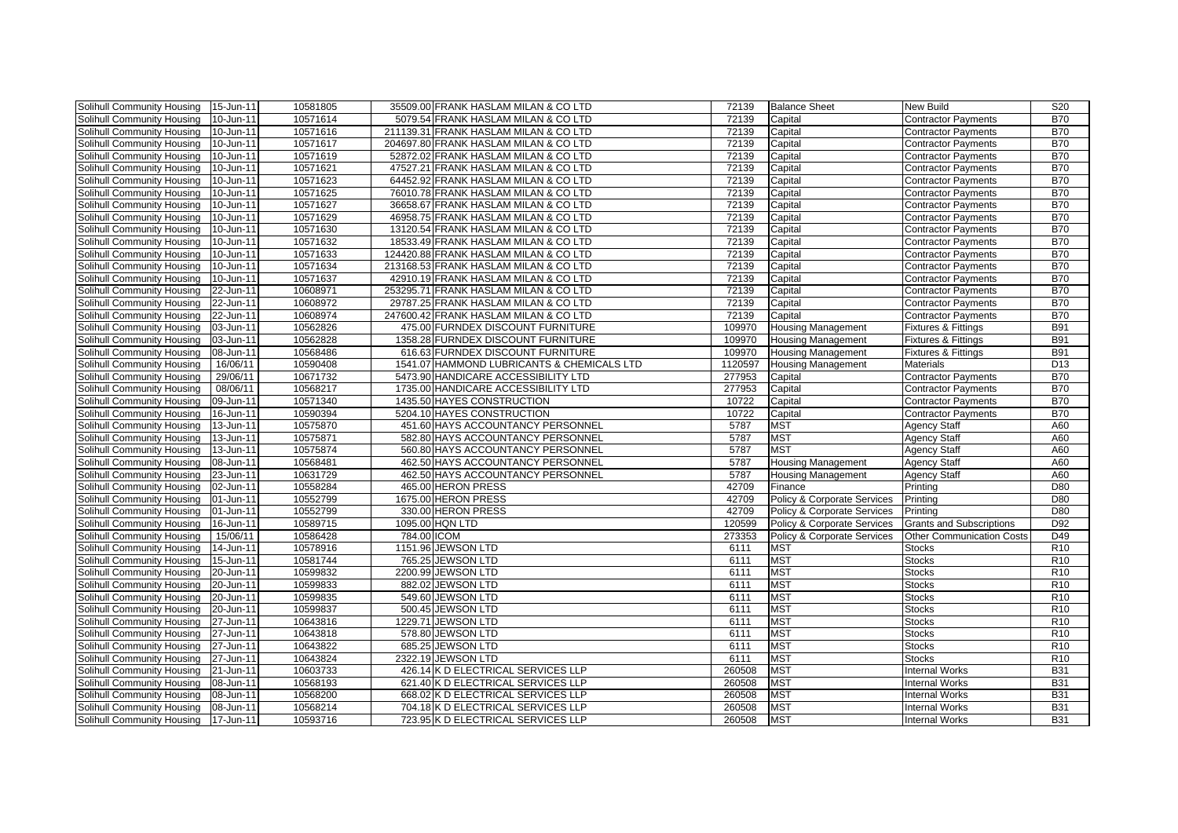| | | | | | | | | |
|---|---|---|---|---|---|---|---|---|
| Solihull Community Housing | 15-Jun-11 | 10581805 | 35509.00 | FRANK HASLAM MILAN & CO LTD | 72139 | Balance Sheet | New Build | S20 |
| Solihull Community Housing | 10-Jun-11 | 10571614 | 5079.54 | FRANK HASLAM MILAN & CO LTD | 72139 | Capital | Contractor Payments | B70 |
| Solihull Community Housing | 10-Jun-11 | 10571616 | 211139.31 | FRANK HASLAM MILAN & CO LTD | 72139 | Capital | Contractor Payments | B70 |
| Solihull Community Housing | 10-Jun-11 | 10571617 | 204697.80 | FRANK HASLAM MILAN & CO LTD | 72139 | Capital | Contractor Payments | B70 |
| Solihull Community Housing | 10-Jun-11 | 10571619 | 52872.02 | FRANK HASLAM MILAN & CO LTD | 72139 | Capital | Contractor Payments | B70 |
| Solihull Community Housing | 10-Jun-11 | 10571621 | 47527.21 | FRANK HASLAM MILAN & CO LTD | 72139 | Capital | Contractor Payments | B70 |
| Solihull Community Housing | 10-Jun-11 | 10571623 | 64452.92 | FRANK HASLAM MILAN & CO LTD | 72139 | Capital | Contractor Payments | B70 |
| Solihull Community Housing | 10-Jun-11 | 10571625 | 76010.78 | FRANK HASLAM MILAN & CO LTD | 72139 | Capital | Contractor Payments | B70 |
| Solihull Community Housing | 10-Jun-11 | 10571627 | 36658.67 | FRANK HASLAM MILAN & CO LTD | 72139 | Capital | Contractor Payments | B70 |
| Solihull Community Housing | 10-Jun-11 | 10571629 | 46958.75 | FRANK HASLAM MILAN & CO LTD | 72139 | Capital | Contractor Payments | B70 |
| Solihull Community Housing | 10-Jun-11 | 10571630 | 13120.54 | FRANK HASLAM MILAN & CO LTD | 72139 | Capital | Contractor Payments | B70 |
| Solihull Community Housing | 10-Jun-11 | 10571632 | 18533.49 | FRANK HASLAM MILAN & CO LTD | 72139 | Capital | Contractor Payments | B70 |
| Solihull Community Housing | 10-Jun-11 | 10571633 | 124420.88 | FRANK HASLAM MILAN & CO LTD | 72139 | Capital | Contractor Payments | B70 |
| Solihull Community Housing | 10-Jun-11 | 10571634 | 213168.53 | FRANK HASLAM MILAN & CO LTD | 72139 | Capital | Contractor Payments | B70 |
| Solihull Community Housing | 10-Jun-11 | 10571637 | 42910.19 | FRANK HASLAM MILAN & CO LTD | 72139 | Capital | Contractor Payments | B70 |
| Solihull Community Housing | 22-Jun-11 | 10608971 | 253295.71 | FRANK HASLAM MILAN & CO LTD | 72139 | Capital | Contractor Payments | B70 |
| Solihull Community Housing | 22-Jun-11 | 10608972 | 29787.25 | FRANK HASLAM MILAN & CO LTD | 72139 | Capital | Contractor Payments | B70 |
| Solihull Community Housing | 22-Jun-11 | 10608974 | 247600.42 | FRANK HASLAM MILAN & CO LTD | 72139 | Capital | Contractor Payments | B70 |
| Solihull Community Housing | 03-Jun-11 | 10562826 | 475.00 | FURNDEX DISCOUNT FURNITURE | 109970 | Housing Management | Fixtures & Fittings | B91 |
| Solihull Community Housing | 03-Jun-11 | 10562828 | 1358.28 | FURNDEX DISCOUNT FURNITURE | 109970 | Housing Management | Fixtures & Fittings | B91 |
| Solihull Community Housing | 08-Jun-11 | 10568486 | 616.63 | FURNDEX DISCOUNT FURNITURE | 109970 | Housing Management | Fixtures & Fittings | B91 |
| Solihull Community Housing | 16/06/11 | 10590408 | 1541.07 | HAMMOND LUBRICANTS & CHEMICALS LTD | 1120597 | Housing Management | Materials | D13 |
| Solihull Community Housing | 29/06/11 | 10671732 | 5473.90 | HANDICARE ACCESSIBILITY LTD | 277953 | Capital | Contractor Payments | B70 |
| Solihull Community Housing | 08/06/11 | 10568217 | 1735.00 | HANDICARE ACCESSIBILITY LTD | 277953 | Capital | Contractor Payments | B70 |
| Solihull Community Housing | 09-Jun-11 | 10571340 | 1435.50 | HAYES CONSTRUCTION | 10722 | Capital | Contractor Payments | B70 |
| Solihull Community Housing | 16-Jun-11 | 10590394 | 5204.10 | HAYES CONSTRUCTION | 10722 | Capital | Contractor Payments | B70 |
| Solihull Community Housing | 13-Jun-11 | 10575870 | 451.60 | HAYS ACCOUNTANCY PERSONNEL | 5787 | MST | Agency Staff | A60 |
| Solihull Community Housing | 13-Jun-11 | 10575871 | 582.80 | HAYS ACCOUNTANCY PERSONNEL | 5787 | MST | Agency Staff | A60 |
| Solihull Community Housing | 13-Jun-11 | 10575874 | 560.80 | HAYS ACCOUNTANCY PERSONNEL | 5787 | MST | Agency Staff | A60 |
| Solihull Community Housing | 08-Jun-11 | 10568481 | 462.50 | HAYS ACCOUNTANCY PERSONNEL | 5787 | Housing Management | Agency Staff | A60 |
| Solihull Community Housing | 23-Jun-11 | 10631729 | 462.50 | HAYS ACCOUNTANCY PERSONNEL | 5787 | Housing Management | Agency Staff | A60 |
| Solihull Community Housing | 02-Jun-11 | 10558284 | 465.00 | HERON PRESS | 42709 | Finance | Printing | D80 |
| Solihull Community Housing | 01-Jun-11 | 10552799 | 1675.00 | HERON PRESS | 42709 | Policy & Corporate Services | Printing | D80 |
| Solihull Community Housing | 01-Jun-11 | 10552799 | 330.00 | HERON PRESS | 42709 | Policy & Corporate Services | Printing | D80 |
| Solihull Community Housing | 16-Jun-11 | 10589715 | 1095.00 | HQN LTD | 120599 | Policy & Corporate Services | Grants and Subscriptions | D92 |
| Solihull Community Housing | 15/06/11 | 10586428 | 784.00 | ICOM | 273353 | Policy & Corporate Services | Other Communication Costs | D49 |
| Solihull Community Housing | 14-Jun-11 | 10578916 | 1151.96 | JEWSON LTD | 6111 | MST | Stocks | R10 |
| Solihull Community Housing | 15-Jun-11 | 10581744 | 765.25 | JEWSON LTD | 6111 | MST | Stocks | R10 |
| Solihull Community Housing | 20-Jun-11 | 10599832 | 2200.99 | JEWSON LTD | 6111 | MST | Stocks | R10 |
| Solihull Community Housing | 20-Jun-11 | 10599833 | 882.02 | JEWSON LTD | 6111 | MST | Stocks | R10 |
| Solihull Community Housing | 20-Jun-11 | 10599835 | 549.60 | JEWSON LTD | 6111 | MST | Stocks | R10 |
| Solihull Community Housing | 20-Jun-11 | 10599837 | 500.45 | JEWSON LTD | 6111 | MST | Stocks | R10 |
| Solihull Community Housing | 27-Jun-11 | 10643816 | 1229.71 | JEWSON LTD | 6111 | MST | Stocks | R10 |
| Solihull Community Housing | 27-Jun-11 | 10643818 | 578.80 | JEWSON LTD | 6111 | MST | Stocks | R10 |
| Solihull Community Housing | 27-Jun-11 | 10643822 | 685.25 | JEWSON LTD | 6111 | MST | Stocks | R10 |
| Solihull Community Housing | 27-Jun-11 | 10643824 | 2322.19 | JEWSON LTD | 6111 | MST | Stocks | R10 |
| Solihull Community Housing | 21-Jun-11 | 10603733 | 426.14 | K D ELECTRICAL SERVICES LLP | 260508 | MST | Internal Works | B31 |
| Solihull Community Housing | 08-Jun-11 | 10568193 | 621.40 | K D ELECTRICAL SERVICES LLP | 260508 | MST | Internal Works | B31 |
| Solihull Community Housing | 08-Jun-11 | 10568200 | 668.02 | K D ELECTRICAL SERVICES LLP | 260508 | MST | Internal Works | B31 |
| Solihull Community Housing | 08-Jun-11 | 10568214 | 704.18 | K D ELECTRICAL SERVICES LLP | 260508 | MST | Internal Works | B31 |
| Solihull Community Housing | 17-Jun-11 | 10593716 | 723.95 | K D ELECTRICAL SERVICES LLP | 260508 | MST | Internal Works | B31 |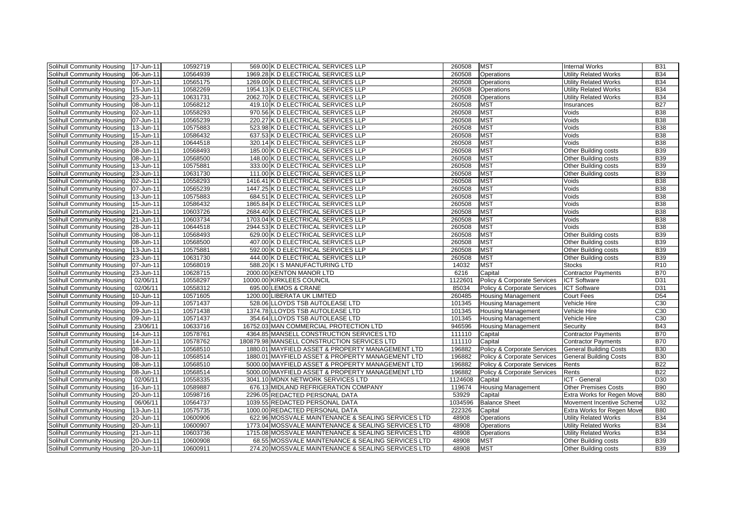| Solihull Community Housing | 17-Jun-11 | 10592719 | 569.00 | K D ELECTRICAL SERVICES LLP | 260508 | MST | Internal Works | B31 |
|---|---|---|---|---|---|---|---|---|
| Solihull Community Housing | 06-Jun-11 | 10564939 | 1969.28 | K D ELECTRICAL SERVICES LLP | 260508 | Operations | Utility Related Works | B34 |
| Solihull Community Housing | 07-Jun-11 | 10565175 | 1269.00 | K D ELECTRICAL SERVICES LLP | 260508 | Operations | Utility Related Works | B34 |
| Solihull Community Housing | 15-Jun-11 | 10582269 | 1954.13 | K D ELECTRICAL SERVICES LLP | 260508 | Operations | Utility Related Works | B34 |
| Solihull Community Housing | 23-Jun-11 | 10631731 | 2062.70 | K D ELECTRICAL SERVICES LLP | 260508 | Operations | Utility Related Works | B34 |
| Solihull Community Housing | 08-Jun-11 | 10568212 | 419.10 | K D ELECTRICAL SERVICES LLP | 260508 | MST | Insurances | B27 |
| Solihull Community Housing | 02-Jun-11 | 10558293 | 970.56 | K D ELECTRICAL SERVICES LLP | 260508 | MST | Voids | B38 |
| Solihull Community Housing | 07-Jun-11 | 10565239 | 220.27 | K D ELECTRICAL SERVICES LLP | 260508 | MST | Voids | B38 |
| Solihull Community Housing | 13-Jun-11 | 10575883 | 523.98 | K D ELECTRICAL SERVICES LLP | 260508 | MST | Voids | B38 |
| Solihull Community Housing | 15-Jun-11 | 10586432 | 637.53 | K D ELECTRICAL SERVICES LLP | 260508 | MST | Voids | B38 |
| Solihull Community Housing | 28-Jun-11 | 10644518 | 320.14 | K D ELECTRICAL SERVICES LLP | 260508 | MST | Voids | B38 |
| Solihull Community Housing | 08-Jun-11 | 10568493 | 185.00 | K D ELECTRICAL SERVICES LLP | 260508 | MST | Other Building costs | B39 |
| Solihull Community Housing | 08-Jun-11 | 10568500 | 148.00 | K D ELECTRICAL SERVICES LLP | 260508 | MST | Other Building costs | B39 |
| Solihull Community Housing | 13-Jun-11 | 10575881 | 333.00 | K D ELECTRICAL SERVICES LLP | 260508 | MST | Other Building costs | B39 |
| Solihull Community Housing | 23-Jun-11 | 10631730 | 111.00 | K D ELECTRICAL SERVICES LLP | 260508 | MST | Other Building costs | B39 |
| Solihull Community Housing | 02-Jun-11 | 10558293 | 1416.41 | K D ELECTRICAL SERVICES LLP | 260508 | MST | Voids | B38 |
| Solihull Community Housing | 07-Jun-11 | 10565239 | 1447.25 | K D ELECTRICAL SERVICES LLP | 260508 | MST | Voids | B38 |
| Solihull Community Housing | 13-Jun-11 | 10575883 | 684.51 | K D ELECTRICAL SERVICES LLP | 260508 | MST | Voids | B38 |
| Solihull Community Housing | 15-Jun-11 | 10586432 | 1865.84 | K D ELECTRICAL SERVICES LLP | 260508 | MST | Voids | B38 |
| Solihull Community Housing | 21-Jun-11 | 10603726 | 2684.40 | K D ELECTRICAL SERVICES LLP | 260508 | MST | Voids | B38 |
| Solihull Community Housing | 21-Jun-11 | 10603734 | 1703.04 | K D ELECTRICAL SERVICES LLP | 260508 | MST | Voids | B38 |
| Solihull Community Housing | 28-Jun-11 | 10644518 | 2944.53 | K D ELECTRICAL SERVICES LLP | 260508 | MST | Voids | B38 |
| Solihull Community Housing | 08-Jun-11 | 10568493 | 629.00 | K D ELECTRICAL SERVICES LLP | 260508 | MST | Other Building costs | B39 |
| Solihull Community Housing | 08-Jun-11 | 10568500 | 407.00 | K D ELECTRICAL SERVICES LLP | 260508 | MST | Other Building costs | B39 |
| Solihull Community Housing | 13-Jun-11 | 10575881 | 592.00 | K D ELECTRICAL SERVICES LLP | 260508 | MST | Other Building costs | B39 |
| Solihull Community Housing | 23-Jun-11 | 10631730 | 444.00 | K D ELECTRICAL SERVICES LLP | 260508 | MST | Other Building costs | B39 |
| Solihull Community Housing | 07-Jun-11 | 10568019 | 588.20 | K I S MANUFACTURING LTD | 14032 | MST | Stocks | R10 |
| Solihull Community Housing | 23-Jun-11 | 10628715 | 2000.00 | KENTON MANOR LTD | 6216 | Capital | Contractor Payments | B70 |
| Solihull Community Housing | 02/06/11 | 10558297 | 10000.00 | KIRKLEES COUNCIL | 1122601 | Policy & Corporate Services | ICT Software | D31 |
| Solihull Community Housing | 02/06/11 | 10558312 | 695.00 | LEMOS & CRANE | 85034 | Policy & Corporate Services | ICT Software | D31 |
| Solihull Community Housing | 10-Jun-11 | 10571605 | 1200.00 | LIBERATA UK LIMITED | 260485 | Housing Management | Court Fees | D54 |
| Solihull Community Housing | 09-Jun-11 | 10571437 | 528.06 | LLOYDS TSB AUTOLEASE LTD | 101345 | Housing Management | Vehicle Hire | C30 |
| Solihull Community Housing | 09-Jun-11 | 10571438 | 1374.78 | LLOYDS TSB AUTOLEASE LTD | 101345 | Housing Management | Vehicle Hire | C30 |
| Solihull Community Housing | 09-Jun-11 | 10571437 | 354.64 | LLOYDS TSB AUTOLEASE LTD | 101345 | Housing Management | Vehicle Hire | C30 |
| Solihull Community Housing | 23/06/11 | 10633716 | 16752.03 | MAN COMMERCIAL PROTECTION LTD | 946596 | Housing Management | Security | B43 |
| Solihull Community Housing | 14-Jun-11 | 10578761 | 4364.85 | MANSELL CONSTRUCTION SERVICES LTD | 111110 | Capital | Contractor Payments | B70 |
| Solihull Community Housing | 14-Jun-11 | 10578762 | 180879.98 | MANSELL CONSTRUCTION SERVICES LTD | 111110 | Capital | Contractor Payments | B70 |
| Solihull Community Housing | 08-Jun-11 | 10568510 | 1880.01 | MAYFIELD ASSET & PROPERTY MANAGEMENT LTD | 196882 | Policy & Corporate Services | General Building Costs | B30 |
| Solihull Community Housing | 08-Jun-11 | 10568514 | 1880.01 | MAYFIELD ASSET & PROPERTY MANAGEMENT LTD | 196882 | Policy & Corporate Services | General Building Costs | B30 |
| Solihull Community Housing | 08-Jun-11 | 10568510 | 5000.00 | MAYFIELD ASSET & PROPERTY MANAGEMENT LTD | 196882 | Policy & Corporate Services | Rents | B22 |
| Solihull Community Housing | 08-Jun-11 | 10568514 | 5000.00 | MAYFIELD ASSET & PROPERTY MANAGEMENT LTD | 196882 | Policy & Corporate Services | Rents | B22 |
| Solihull Community Housing | 02/06/11 | 10558335 | 3041.10 | MDNX NETWORK SERVICES LTD | 1124608 | Capital | ICT - General | D30 |
| Solihull Community Housing | 16-Jun-11 | 10589887 | 676.13 | MIDLAND REFRIGERATION COMPANY | 119674 | Housing Management | Other Premises Costs | B90 |
| Solihull Community Housing | 20-Jun-11 | 10598716 | 2296.05 | REDACTED PERSONAL DATA | 53929 | Capital | Extra Works for Regen Move | B80 |
| Solihull Community Housing | 06/06/11 | 10564737 | 1039.55 | REDACTED PERSONAL DATA | 1034596 | Balance Sheet | Movement Incentive Scheme | U32 |
| Solihull Community Housing | 13-Jun-11 | 10575735 | 1000.00 | REDACTED PERSONAL DATA | 222326 | Capital | Extra Works for Regen Move | B80 |
| Solihull Community Housing | 20-Jun-11 | 10600906 | 622.96 | MOSSVALE MAINTENANCE & SEALING SERVICES LTD | 48908 | Operations | Utility Related Works | B34 |
| Solihull Community Housing | 20-Jun-11 | 10600907 | 1773.04 | MOSSVALE MAINTENANCE & SEALING SERVICES LTD | 48908 | Operations | Utility Related Works | B34 |
| Solihull Community Housing | 21-Jun-11 | 10603736 | 1715.08 | MOSSVALE MAINTENANCE & SEALING SERVICES LTD | 48908 | Operations | Utility Related Works | B34 |
| Solihull Community Housing | 20-Jun-11 | 10600908 | 68.55 | MOSSVALE MAINTENANCE & SEALING SERVICES LTD | 48908 | MST | Other Building costs | B39 |
| Solihull Community Housing | 20-Jun-11 | 10600911 | 274.20 | MOSSVALE MAINTENANCE & SEALING SERVICES LTD | 48908 | MST | Other Building costs | B39 |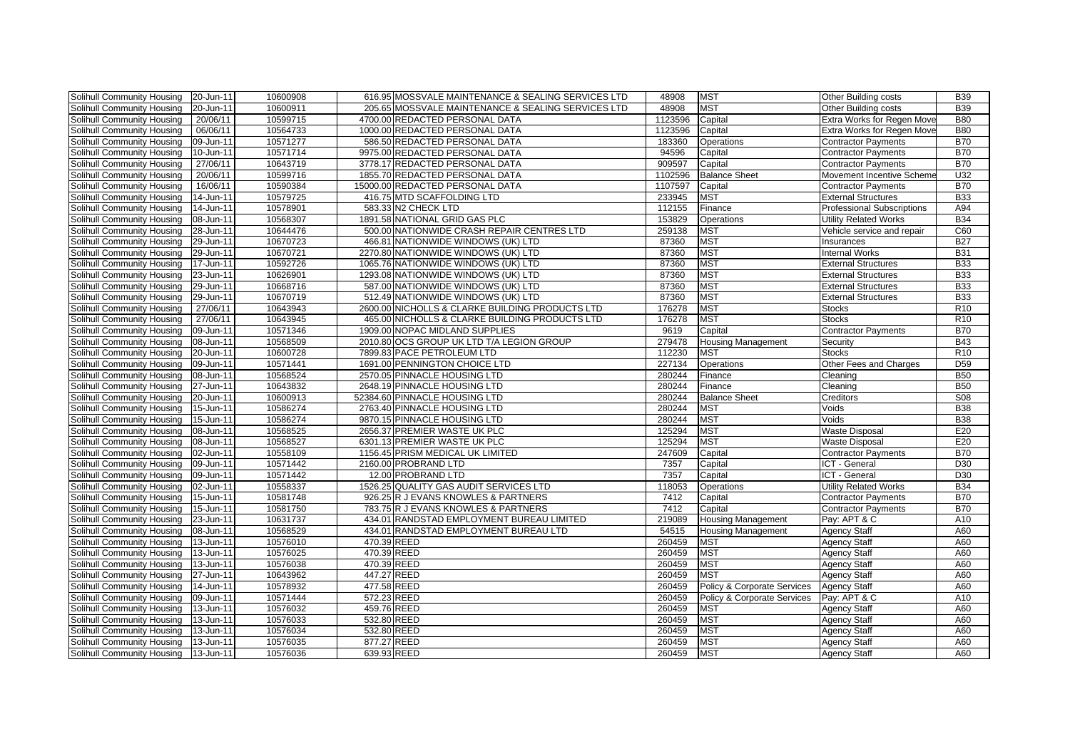| | | | | | | | | |
|---|---|---|---|---|---|---|---|---|
| Solihull Community Housing | 20-Jun-11 | 10600908 | 616.95 | MOSSVALE MAINTENANCE & SEALING SERVICES LTD | 48908 | MST | Other Building costs | B39 |
| Solihull Community Housing | 20-Jun-11 | 10600911 | 205.65 | MOSSVALE MAINTENANCE & SEALING SERVICES LTD | 48908 | MST | Other Building costs | B39 |
| Solihull Community Housing | 20/06/11 | 10599715 | 4700.00 | REDACTED PERSONAL DATA | 1123596 | Capital | Extra Works for Regen Move | B80 |
| Solihull Community Housing | 06/06/11 | 10564733 | 1000.00 | REDACTED PERSONAL DATA | 1123596 | Capital | Extra Works for Regen Move | B80 |
| Solihull Community Housing | 09-Jun-11 | 10571277 | 586.50 | REDACTED PERSONAL DATA | 183360 | Operations | Contractor Payments | B70 |
| Solihull Community Housing | 10-Jun-11 | 10571714 | 9975.00 | REDACTED PERSONAL DATA | 94596 | Capital | Contractor Payments | B70 |
| Solihull Community Housing | 27/06/11 | 10643719 | 3778.17 | REDACTED PERSONAL DATA | 909597 | Capital | Contractor Payments | B70 |
| Solihull Community Housing | 20/06/11 | 10599716 | 1855.70 | REDACTED PERSONAL DATA | 1102596 | Balance Sheet | Movement Incentive Scheme | U32 |
| Solihull Community Housing | 16/06/11 | 10590384 | 15000.00 | REDACTED PERSONAL DATA | 1107597 | Capital | Contractor Payments | B70 |
| Solihull Community Housing | 14-Jun-11 | 10579725 | 416.75 | MTD SCAFFOLDING LTD | 233945 | MST | External Structures | B33 |
| Solihull Community Housing | 14-Jun-11 | 10578901 | 583.33 | N2 CHECK LTD | 112155 | Finance | Professional Subscriptions | A94 |
| Solihull Community Housing | 08-Jun-11 | 10568307 | 1891.58 | NATIONAL GRID GAS PLC | 153829 | Operations | Utility Related Works | B34 |
| Solihull Community Housing | 28-Jun-11 | 10644476 | 500.00 | NATIONWIDE CRASH REPAIR CENTRES LTD | 259138 | MST | Vehicle service and repair | C60 |
| Solihull Community Housing | 29-Jun-11 | 10670723 | 466.81 | NATIONWIDE WINDOWS (UK) LTD | 87360 | MST | Insurances | B27 |
| Solihull Community Housing | 29-Jun-11 | 10670721 | 2270.80 | NATIONWIDE WINDOWS (UK) LTD | 87360 | MST | Internal Works | B31 |
| Solihull Community Housing | 17-Jun-11 | 10592726 | 1065.76 | NATIONWIDE WINDOWS (UK) LTD | 87360 | MST | External Structures | B33 |
| Solihull Community Housing | 23-Jun-11 | 10626901 | 1293.08 | NATIONWIDE WINDOWS (UK) LTD | 87360 | MST | External Structures | B33 |
| Solihull Community Housing | 29-Jun-11 | 10668716 | 587.00 | NATIONWIDE WINDOWS (UK) LTD | 87360 | MST | External Structures | B33 |
| Solihull Community Housing | 29-Jun-11 | 10670719 | 512.49 | NATIONWIDE WINDOWS (UK) LTD | 87360 | MST | External Structures | B33 |
| Solihull Community Housing | 27/06/11 | 10643943 | 2600.00 | NICHOLLS & CLARKE BUILDING PRODUCTS LTD | 176278 | MST | Stocks | R10 |
| Solihull Community Housing | 27/06/11 | 10643945 | 465.00 | NICHOLLS & CLARKE BUILDING PRODUCTS LTD | 176278 | MST | Stocks | R10 |
| Solihull Community Housing | 09-Jun-11 | 10571346 | 1909.00 | NOPAC MIDLAND SUPPLIES | 9619 | Capital | Contractor Payments | B70 |
| Solihull Community Housing | 08-Jun-11 | 10568509 | 2010.80 | OCS GROUP UK LTD T/A LEGION GROUP | 279478 | Housing Management | Security | B43 |
| Solihull Community Housing | 20-Jun-11 | 10600728 | 7899.83 | PACE PETROLEUM LTD | 112230 | MST | Stocks | R10 |
| Solihull Community Housing | 09-Jun-11 | 10571441 | 1691.00 | PENNINGTON CHOICE LTD | 227134 | Operations | Other Fees and Charges | D59 |
| Solihull Community Housing | 08-Jun-11 | 10568524 | 2570.05 | PINNACLE HOUSING LTD | 280244 | Finance | Cleaning | B50 |
| Solihull Community Housing | 27-Jun-11 | 10643832 | 2648.19 | PINNACLE HOUSING LTD | 280244 | Finance | Cleaning | B50 |
| Solihull Community Housing | 20-Jun-11 | 10600913 | 52384.60 | PINNACLE HOUSING LTD | 280244 | Balance Sheet | Creditors | S08 |
| Solihull Community Housing | 15-Jun-11 | 10586274 | 2763.40 | PINNACLE HOUSING LTD | 280244 | MST | Voids | B38 |
| Solihull Community Housing | 15-Jun-11 | 10586274 | 9870.15 | PINNACLE HOUSING LTD | 280244 | MST | Voids | B38 |
| Solihull Community Housing | 08-Jun-11 | 10568525 | 2656.37 | PREMIER WASTE UK PLC | 125294 | MST | Waste Disposal | E20 |
| Solihull Community Housing | 08-Jun-11 | 10568527 | 6301.13 | PREMIER WASTE UK PLC | 125294 | MST | Waste Disposal | E20 |
| Solihull Community Housing | 02-Jun-11 | 10558109 | 1156.45 | PRISM MEDICAL UK LIMITED | 247609 | Capital | Contractor Payments | B70 |
| Solihull Community Housing | 09-Jun-11 | 10571442 | 2160.00 | PROBRAND LTD | 7357 | Capital | ICT - General | D30 |
| Solihull Community Housing | 09-Jun-11 | 10571442 | 12.00 | PROBRAND LTD | 7357 | Capital | ICT - General | D30 |
| Solihull Community Housing | 02-Jun-11 | 10558337 | 1526.25 | QUALITY GAS AUDIT SERVICES LTD | 118053 | Operations | Utility Related Works | B34 |
| Solihull Community Housing | 15-Jun-11 | 10581748 | 926.25 | R J EVANS KNOWLES & PARTNERS | 7412 | Capital | Contractor Payments | B70 |
| Solihull Community Housing | 15-Jun-11 | 10581750 | 783.75 | R J EVANS KNOWLES & PARTNERS | 7412 | Capital | Contractor Payments | B70 |
| Solihull Community Housing | 23-Jun-11 | 10631737 | 434.01 | RANDSTAD EMPLOYMENT BUREAU LIMITED | 219089 | Housing Management | Pay: APT & C | A10 |
| Solihull Community Housing | 08-Jun-11 | 10568529 | 434.01 | RANDSTAD EMPLOYMENT BUREAU LTD | 54515 | Housing Management | Agency Staff | A60 |
| Solihull Community Housing | 13-Jun-11 | 10576010 | 470.39 | REED | 260459 | MST | Agency Staff | A60 |
| Solihull Community Housing | 13-Jun-11 | 10576025 | 470.39 | REED | 260459 | MST | Agency Staff | A60 |
| Solihull Community Housing | 13-Jun-11 | 10576038 | 470.39 | REED | 260459 | MST | Agency Staff | A60 |
| Solihull Community Housing | 27-Jun-11 | 10643962 | 447.27 | REED | 260459 | MST | Agency Staff | A60 |
| Solihull Community Housing | 14-Jun-11 | 10578932 | 477.58 | REED | 260459 | Policy & Corporate Services | Agency Staff | A60 |
| Solihull Community Housing | 09-Jun-11 | 10571444 | 572.23 | REED | 260459 | Policy & Corporate Services | Pay: APT & C | A10 |
| Solihull Community Housing | 13-Jun-11 | 10576032 | 459.76 | REED | 260459 | MST | Agency Staff | A60 |
| Solihull Community Housing | 13-Jun-11 | 10576033 | 532.80 | REED | 260459 | MST | Agency Staff | A60 |
| Solihull Community Housing | 13-Jun-11 | 10576034 | 532.80 | REED | 260459 | MST | Agency Staff | A60 |
| Solihull Community Housing | 13-Jun-11 | 10576035 | 877.27 | REED | 260459 | MST | Agency Staff | A60 |
| Solihull Community Housing | 13-Jun-11 | 10576036 | 639.93 | REED | 260459 | MST | Agency Staff | A60 |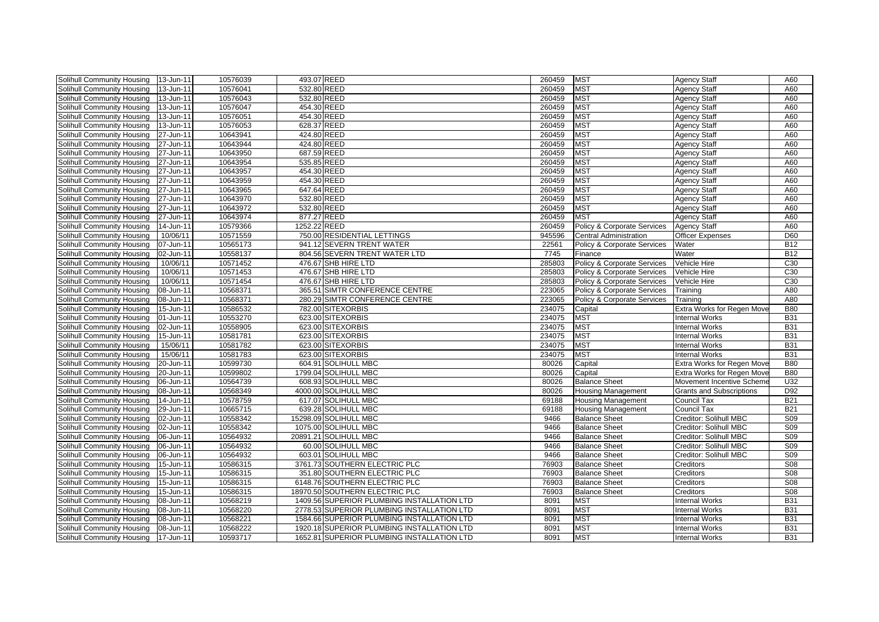| | | | | | | | | |
|---|---|---|---|---|---|---|---|---|
| Solihull Community Housing | 13-Jun-11 | 10576039 | 493.07 | REED | 260459 | MST | Agency Staff | A60 |
| Solihull Community Housing | 13-Jun-11 | 10576041 | 532.80 | REED | 260459 | MST | Agency Staff | A60 |
| Solihull Community Housing | 13-Jun-11 | 10576043 | 532.80 | REED | 260459 | MST | Agency Staff | A60 |
| Solihull Community Housing | 13-Jun-11 | 10576047 | 454.30 | REED | 260459 | MST | Agency Staff | A60 |
| Solihull Community Housing | 13-Jun-11 | 10576051 | 454.30 | REED | 260459 | MST | Agency Staff | A60 |
| Solihull Community Housing | 13-Jun-11 | 10576053 | 628.37 | REED | 260459 | MST | Agency Staff | A60 |
| Solihull Community Housing | 27-Jun-11 | 10643941 | 424.80 | REED | 260459 | MST | Agency Staff | A60 |
| Solihull Community Housing | 27-Jun-11 | 10643944 | 424.80 | REED | 260459 | MST | Agency Staff | A60 |
| Solihull Community Housing | 27-Jun-11 | 10643950 | 687.59 | REED | 260459 | MST | Agency Staff | A60 |
| Solihull Community Housing | 27-Jun-11 | 10643954 | 535.85 | REED | 260459 | MST | Agency Staff | A60 |
| Solihull Community Housing | 27-Jun-11 | 10643957 | 454.30 | REED | 260459 | MST | Agency Staff | A60 |
| Solihull Community Housing | 27-Jun-11 | 10643959 | 454.30 | REED | 260459 | MST | Agency Staff | A60 |
| Solihull Community Housing | 27-Jun-11 | 10643965 | 647.64 | REED | 260459 | MST | Agency Staff | A60 |
| Solihull Community Housing | 27-Jun-11 | 10643970 | 532.80 | REED | 260459 | MST | Agency Staff | A60 |
| Solihull Community Housing | 27-Jun-11 | 10643972 | 532.80 | REED | 260459 | MST | Agency Staff | A60 |
| Solihull Community Housing | 27-Jun-11 | 10643974 | 877.27 | REED | 260459 | MST | Agency Staff | A60 |
| Solihull Community Housing | 14-Jun-11 | 10579366 | 1252.22 | REED | 260459 | Policy & Corporate Services | Agency Staff | A60 |
| Solihull Community Housing | 10/06/11 | 10571559 | 750.00 | RESIDENTIAL LETTINGS | 945596 | Central Administration | Officer Expenses | D60 |
| Solihull Community Housing | 07-Jun-11 | 10565173 | 941.12 | SEVERN TRENT WATER | 22561 | Policy & Corporate Services | Water | B12 |
| Solihull Community Housing | 02-Jun-11 | 10558137 | 804.56 | SEVERN TRENT WATER LTD | 7745 | Finance | Water | B12 |
| Solihull Community Housing | 10/06/11 | 10571452 | 476.67 | SHB HIRE LTD | 285803 | Policy & Corporate Services | Vehicle Hire | C30 |
| Solihull Community Housing | 10/06/11 | 10571453 | 476.67 | SHB HIRE LTD | 285803 | Policy & Corporate Services | Vehicle Hire | C30 |
| Solihull Community Housing | 10/06/11 | 10571454 | 476.67 | SHB HIRE LTD | 285803 | Policy & Corporate Services | Vehicle Hire | C30 |
| Solihull Community Housing | 08-Jun-11 | 10568371 | 365.51 | SIMTR CONFERENCE CENTRE | 223065 | Policy & Corporate Services | Training | A80 |
| Solihull Community Housing | 08-Jun-11 | 10568371 | 280.29 | SIMTR CONFERENCE CENTRE | 223065 | Policy & Corporate Services | Training | A80 |
| Solihull Community Housing | 15-Jun-11 | 10586532 | 782.00 | SITEXORBIS | 234075 | Capital | Extra Works for Regen Move | B80 |
| Solihull Community Housing | 01-Jun-11 | 10553270 | 623.00 | SITEXORBIS | 234075 | MST | Internal Works | B31 |
| Solihull Community Housing | 02-Jun-11 | 10558905 | 623.00 | SITEXORBIS | 234075 | MST | Internal Works | B31 |
| Solihull Community Housing | 15-Jun-11 | 10581781 | 623.00 | SITEXORBIS | 234075 | MST | Internal Works | B31 |
| Solihull Community Housing | 15/06/11 | 10581782 | 623.00 | SITEXORBIS | 234075 | MST | Internal Works | B31 |
| Solihull Community Housing | 15/06/11 | 10581783 | 623.00 | SITEXORBIS | 234075 | MST | Internal Works | B31 |
| Solihull Community Housing | 20-Jun-11 | 10599730 | 604.91 | SOLIHULL MBC | 80026 | Capital | Extra Works for Regen Move | B80 |
| Solihull Community Housing | 20-Jun-11 | 10599802 | 1799.04 | SOLIHULL MBC | 80026 | Capital | Extra Works for Regen Move | B80 |
| Solihull Community Housing | 06-Jun-11 | 10564739 | 608.93 | SOLIHULL MBC | 80026 | Balance Sheet | Movement Incentive Scheme | U32 |
| Solihull Community Housing | 08-Jun-11 | 10568349 | 4000.00 | SOLIHULL MBC | 80026 | Housing Management | Grants and Subscriptions | D92 |
| Solihull Community Housing | 14-Jun-11 | 10578759 | 617.07 | SOLIHULL MBC | 69188 | Housing Management | Council Tax | B21 |
| Solihull Community Housing | 29-Jun-11 | 10665715 | 639.28 | SOLIHULL MBC | 69188 | Housing Management | Council Tax | B21 |
| Solihull Community Housing | 02-Jun-11 | 10558342 | 15298.09 | SOLIHULL MBC | 9466 | Balance Sheet | Creditor: Solihull MBC | S09 |
| Solihull Community Housing | 02-Jun-11 | 10558342 | 1075.00 | SOLIHULL MBC | 9466 | Balance Sheet | Creditor: Solihull MBC | S09 |
| Solihull Community Housing | 06-Jun-11 | 10564932 | 20891.21 | SOLIHULL MBC | 9466 | Balance Sheet | Creditor: Solihull MBC | S09 |
| Solihull Community Housing | 06-Jun-11 | 10564932 | 60.00 | SOLIHULL MBC | 9466 | Balance Sheet | Creditor: Solihull MBC | S09 |
| Solihull Community Housing | 06-Jun-11 | 10564932 | 603.01 | SOLIHULL MBC | 9466 | Balance Sheet | Creditor: Solihull MBC | S09 |
| Solihull Community Housing | 15-Jun-11 | 10586315 | 3761.73 | SOUTHERN ELECTRIC PLC | 76903 | Balance Sheet | Creditors | S08 |
| Solihull Community Housing | 15-Jun-11 | 10586315 | 351.80 | SOUTHERN ELECTRIC PLC | 76903 | Balance Sheet | Creditors | S08 |
| Solihull Community Housing | 15-Jun-11 | 10586315 | 6148.76 | SOUTHERN ELECTRIC PLC | 76903 | Balance Sheet | Creditors | S08 |
| Solihull Community Housing | 15-Jun-11 | 10586315 | 18970.50 | SOUTHERN ELECTRIC PLC | 76903 | Balance Sheet | Creditors | S08 |
| Solihull Community Housing | 08-Jun-11 | 10568219 | 1409.56 | SUPERIOR PLUMBING INSTALLATION LTD | 8091 | MST | Internal Works | B31 |
| Solihull Community Housing | 08-Jun-11 | 10568220 | 2778.53 | SUPERIOR PLUMBING INSTALLATION LTD | 8091 | MST | Internal Works | B31 |
| Solihull Community Housing | 08-Jun-11 | 10568221 | 1584.66 | SUPERIOR PLUMBING INSTALLATION LTD | 8091 | MST | Internal Works | B31 |
| Solihull Community Housing | 08-Jun-11 | 10568222 | 1920.18 | SUPERIOR PLUMBING INSTALLATION LTD | 8091 | MST | Internal Works | B31 |
| Solihull Community Housing | 17-Jun-11 | 10593717 | 1652.81 | SUPERIOR PLUMBING INSTALLATION LTD | 8091 | MST | Internal Works | B31 |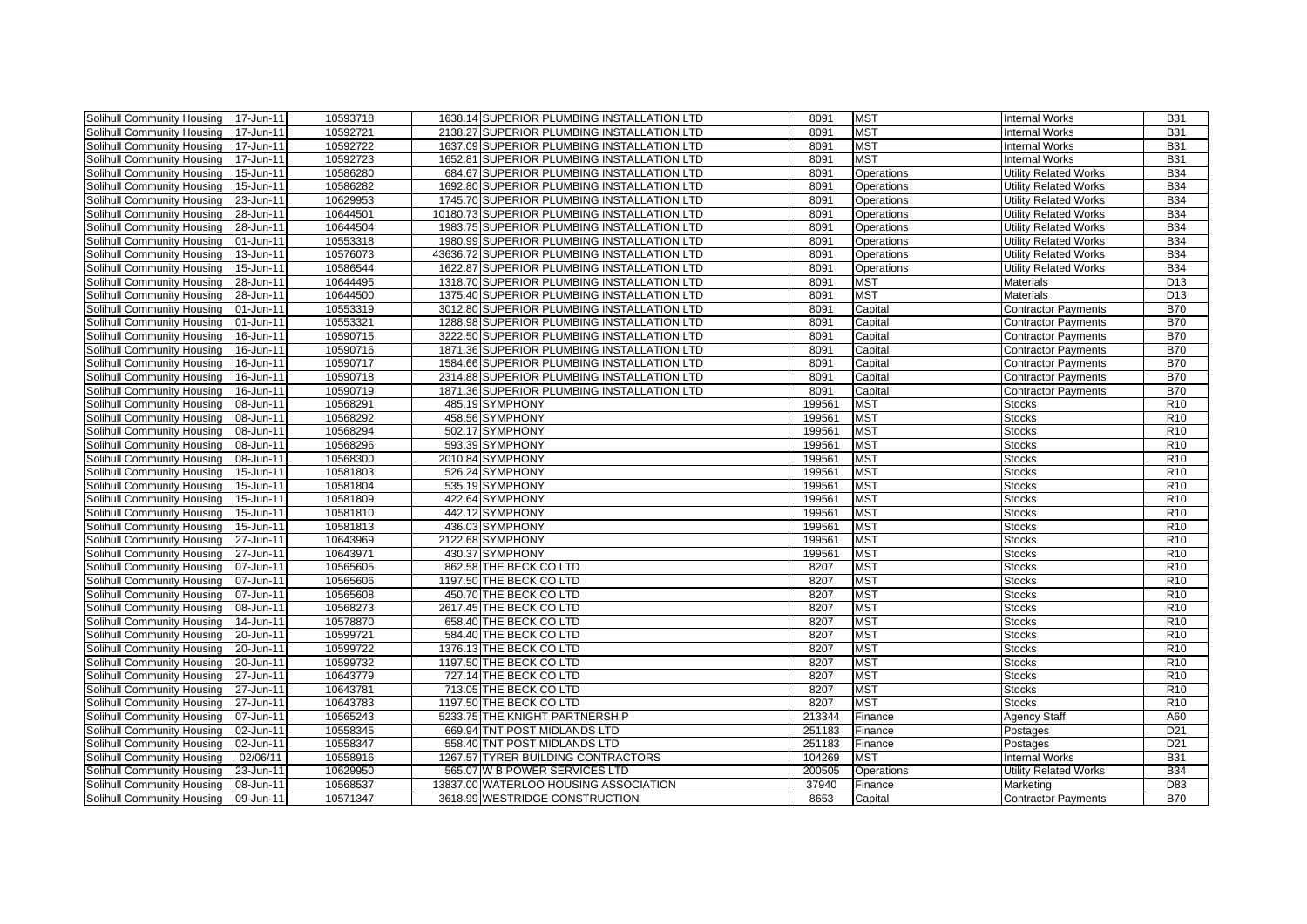| | | | | | | | | |
|---|---|---|---|---|---|---|---|---|
| Solihull Community Housing | 17-Jun-11 | 10593718 | 1638.14 | SUPERIOR PLUMBING INSTALLATION LTD | 8091 | MST | Internal Works | B31 |
| Solihull Community Housing | 17-Jun-11 | 10592721 | 2138.27 | SUPERIOR PLUMBING INSTALLATION LTD | 8091 | MST | Internal Works | B31 |
| Solihull Community Housing | 17-Jun-11 | 10592722 | 1637.09 | SUPERIOR PLUMBING INSTALLATION LTD | 8091 | MST | Internal Works | B31 |
| Solihull Community Housing | 17-Jun-11 | 10592723 | 1652.81 | SUPERIOR PLUMBING INSTALLATION LTD | 8091 | MST | Internal Works | B31 |
| Solihull Community Housing | 15-Jun-11 | 10586280 | 684.67 | SUPERIOR PLUMBING INSTALLATION LTD | 8091 | Operations | Utility Related Works | B34 |
| Solihull Community Housing | 15-Jun-11 | 10586282 | 1692.80 | SUPERIOR PLUMBING INSTALLATION LTD | 8091 | Operations | Utility Related Works | B34 |
| Solihull Community Housing | 23-Jun-11 | 10629953 | 1745.70 | SUPERIOR PLUMBING INSTALLATION LTD | 8091 | Operations | Utility Related Works | B34 |
| Solihull Community Housing | 28-Jun-11 | 10644501 | 10180.73 | SUPERIOR PLUMBING INSTALLATION LTD | 8091 | Operations | Utility Related Works | B34 |
| Solihull Community Housing | 28-Jun-11 | 10644504 | 1983.75 | SUPERIOR PLUMBING INSTALLATION LTD | 8091 | Operations | Utility Related Works | B34 |
| Solihull Community Housing | 01-Jun-11 | 10553318 | 1980.99 | SUPERIOR PLUMBING INSTALLATION LTD | 8091 | Operations | Utility Related Works | B34 |
| Solihull Community Housing | 13-Jun-11 | 10576073 | 43636.72 | SUPERIOR PLUMBING INSTALLATION LTD | 8091 | Operations | Utility Related Works | B34 |
| Solihull Community Housing | 15-Jun-11 | 10586544 | 1622.87 | SUPERIOR PLUMBING INSTALLATION LTD | 8091 | Operations | Utility Related Works | B34 |
| Solihull Community Housing | 28-Jun-11 | 10644495 | 1318.70 | SUPERIOR PLUMBING INSTALLATION LTD | 8091 | MST | Materials | D13 |
| Solihull Community Housing | 28-Jun-11 | 10644500 | 1375.40 | SUPERIOR PLUMBING INSTALLATION LTD | 8091 | MST | Materials | D13 |
| Solihull Community Housing | 01-Jun-11 | 10553319 | 3012.80 | SUPERIOR PLUMBING INSTALLATION LTD | 8091 | Capital | Contractor Payments | B70 |
| Solihull Community Housing | 01-Jun-11 | 10553321 | 1288.98 | SUPERIOR PLUMBING INSTALLATION LTD | 8091 | Capital | Contractor Payments | B70 |
| Solihull Community Housing | 16-Jun-11 | 10590715 | 3222.50 | SUPERIOR PLUMBING INSTALLATION LTD | 8091 | Capital | Contractor Payments | B70 |
| Solihull Community Housing | 16-Jun-11 | 10590716 | 1871.36 | SUPERIOR PLUMBING INSTALLATION LTD | 8091 | Capital | Contractor Payments | B70 |
| Solihull Community Housing | 16-Jun-11 | 10590717 | 1584.66 | SUPERIOR PLUMBING INSTALLATION LTD | 8091 | Capital | Contractor Payments | B70 |
| Solihull Community Housing | 16-Jun-11 | 10590718 | 2314.88 | SUPERIOR PLUMBING INSTALLATION LTD | 8091 | Capital | Contractor Payments | B70 |
| Solihull Community Housing | 16-Jun-11 | 10590719 | 1871.36 | SUPERIOR PLUMBING INSTALLATION LTD | 8091 | Capital | Contractor Payments | B70 |
| Solihull Community Housing | 08-Jun-11 | 10568291 | 485.19 | SYMPHONY | 199561 | MST | Stocks | R10 |
| Solihull Community Housing | 08-Jun-11 | 10568292 | 458.56 | SYMPHONY | 199561 | MST | Stocks | R10 |
| Solihull Community Housing | 08-Jun-11 | 10568294 | 502.17 | SYMPHONY | 199561 | MST | Stocks | R10 |
| Solihull Community Housing | 08-Jun-11 | 10568296 | 593.39 | SYMPHONY | 199561 | MST | Stocks | R10 |
| Solihull Community Housing | 08-Jun-11 | 10568300 | 2010.84 | SYMPHONY | 199561 | MST | Stocks | R10 |
| Solihull Community Housing | 15-Jun-11 | 10581803 | 526.24 | SYMPHONY | 199561 | MST | Stocks | R10 |
| Solihull Community Housing | 15-Jun-11 | 10581804 | 535.19 | SYMPHONY | 199561 | MST | Stocks | R10 |
| Solihull Community Housing | 15-Jun-11 | 10581809 | 422.64 | SYMPHONY | 199561 | MST | Stocks | R10 |
| Solihull Community Housing | 15-Jun-11 | 10581810 | 442.12 | SYMPHONY | 199561 | MST | Stocks | R10 |
| Solihull Community Housing | 15-Jun-11 | 10581813 | 436.03 | SYMPHONY | 199561 | MST | Stocks | R10 |
| Solihull Community Housing | 27-Jun-11 | 10643969 | 2122.68 | SYMPHONY | 199561 | MST | Stocks | R10 |
| Solihull Community Housing | 27-Jun-11 | 10643971 | 430.37 | SYMPHONY | 199561 | MST | Stocks | R10 |
| Solihull Community Housing | 07-Jun-11 | 10565605 | 862.58 | THE BECK CO LTD | 8207 | MST | Stocks | R10 |
| Solihull Community Housing | 07-Jun-11 | 10565606 | 1197.50 | THE BECK CO LTD | 8207 | MST | Stocks | R10 |
| Solihull Community Housing | 07-Jun-11 | 10565608 | 450.70 | THE BECK CO LTD | 8207 | MST | Stocks | R10 |
| Solihull Community Housing | 08-Jun-11 | 10568273 | 2617.45 | THE BECK CO LTD | 8207 | MST | Stocks | R10 |
| Solihull Community Housing | 14-Jun-11 | 10578870 | 658.40 | THE BECK CO LTD | 8207 | MST | Stocks | R10 |
| Solihull Community Housing | 20-Jun-11 | 10599721 | 584.40 | THE BECK CO LTD | 8207 | MST | Stocks | R10 |
| Solihull Community Housing | 20-Jun-11 | 10599722 | 1376.13 | THE BECK CO LTD | 8207 | MST | Stocks | R10 |
| Solihull Community Housing | 20-Jun-11 | 10599732 | 1197.50 | THE BECK CO LTD | 8207 | MST | Stocks | R10 |
| Solihull Community Housing | 27-Jun-11 | 10643779 | 727.14 | THE BECK CO LTD | 8207 | MST | Stocks | R10 |
| Solihull Community Housing | 27-Jun-11 | 10643781 | 713.05 | THE BECK CO LTD | 8207 | MST | Stocks | R10 |
| Solihull Community Housing | 27-Jun-11 | 10643783 | 1197.50 | THE BECK CO LTD | 8207 | MST | Stocks | R10 |
| Solihull Community Housing | 07-Jun-11 | 10565243 | 5233.75 | THE KNIGHT PARTNERSHIP | 213344 | Finance | Agency Staff | A60 |
| Solihull Community Housing | 02-Jun-11 | 10558345 | 669.94 | TNT POST MIDLANDS LTD | 251183 | Finance | Postages | D21 |
| Solihull Community Housing | 02-Jun-11 | 10558347 | 558.40 | TNT POST MIDLANDS LTD | 251183 | Finance | Postages | D21 |
| Solihull Community Housing | 02/06/11 | 10558916 | 1267.57 | TYRER BUILDING CONTRACTORS | 104269 | MST | Internal Works | B31 |
| Solihull Community Housing | 23-Jun-11 | 10629950 | 565.07 | W B POWER SERVICES LTD | 200505 | Operations | Utility Related Works | B34 |
| Solihull Community Housing | 08-Jun-11 | 10568537 | 13837.00 | WATERLOO HOUSING ASSOCIATION | 37940 | Finance | Marketing | D83 |
| Solihull Community Housing | 09-Jun-11 | 10571347 | 3618.99 | WESTRIDGE CONSTRUCTION | 8653 | Capital | Contractor Payments | B70 |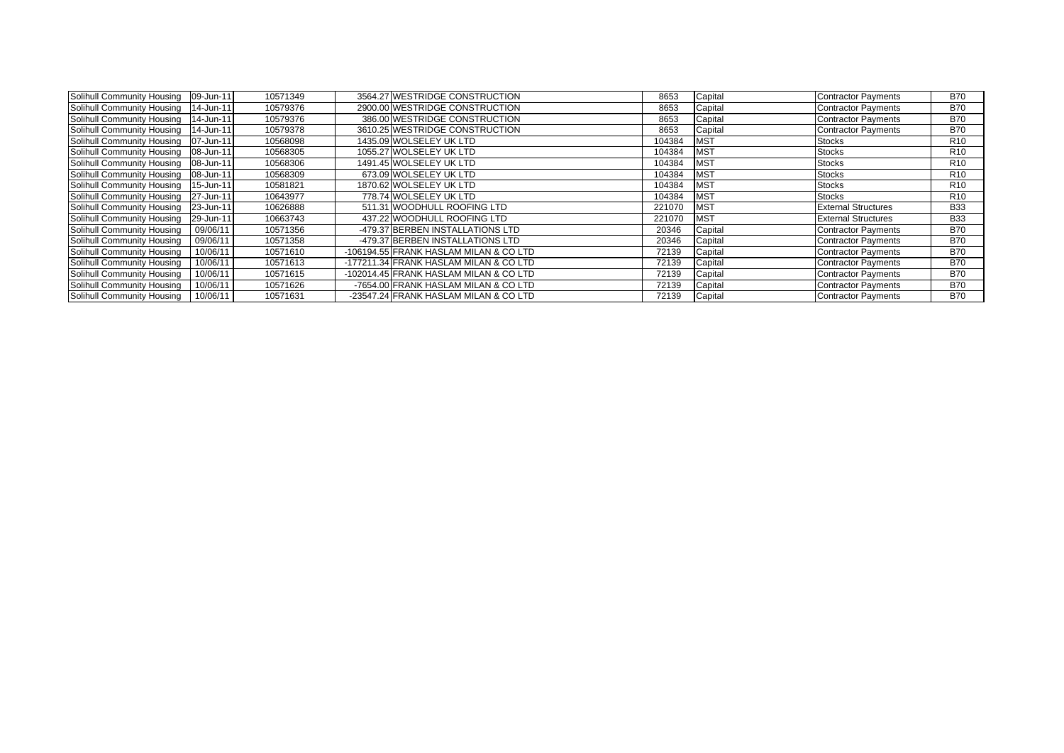| | | | | | | | | |
|---|---|---|---|---|---|---|---|---|
| Solihull Community Housing | 09-Jun-11 | 10571349 | 3564.27 | WESTRIDGE CONSTRUCTION | 8653 | Capital | Contractor Payments | B70 |
| Solihull Community Housing | 14-Jun-11 | 10579376 | 2900.00 | WESTRIDGE CONSTRUCTION | 8653 | Capital | Contractor Payments | B70 |
| Solihull Community Housing | 14-Jun-11 | 10579376 | 386.00 | WESTRIDGE CONSTRUCTION | 8653 | Capital | Contractor Payments | B70 |
| Solihull Community Housing | 14-Jun-11 | 10579378 | 3610.25 | WESTRIDGE CONSTRUCTION | 8653 | Capital | Contractor Payments | B70 |
| Solihull Community Housing | 07-Jun-11 | 10568098 | 1435.09 | WOLSELEY UK LTD | 104384 | MST | Stocks | R10 |
| Solihull Community Housing | 08-Jun-11 | 10568305 | 1055.27 | WOLSELEY UK LTD | 104384 | MST | Stocks | R10 |
| Solihull Community Housing | 08-Jun-11 | 10568306 | 1491.45 | WOLSELEY UK LTD | 104384 | MST | Stocks | R10 |
| Solihull Community Housing | 08-Jun-11 | 10568309 | 673.09 | WOLSELEY UK LTD | 104384 | MST | Stocks | R10 |
| Solihull Community Housing | 15-Jun-11 | 10581821 | 1870.62 | WOLSELEY UK LTD | 104384 | MST | Stocks | R10 |
| Solihull Community Housing | 27-Jun-11 | 10643977 | 778.74 | WOLSELEY UK LTD | 104384 | MST | Stocks | R10 |
| Solihull Community Housing | 23-Jun-11 | 10626888 | 511.31 | WOODHULL ROOFING LTD | 221070 | MST | External Structures | B33 |
| Solihull Community Housing | 29-Jun-11 | 10663743 | 437.22 | WOODHULL ROOFING LTD | 221070 | MST | External Structures | B33 |
| Solihull Community Housing | 09/06/11 | 10571356 | -479.37 | BERBEN INSTALLATIONS LTD | 20346 | Capital | Contractor Payments | B70 |
| Solihull Community Housing | 09/06/11 | 10571358 | -479.37 | BERBEN INSTALLATIONS LTD | 20346 | Capital | Contractor Payments | B70 |
| Solihull Community Housing | 10/06/11 | 10571610 | -106194.55 | FRANK HASLAM MILAN & CO LTD | 72139 | Capital | Contractor Payments | B70 |
| Solihull Community Housing | 10/06/11 | 10571613 | -177211.34 | FRANK HASLAM MILAN & CO LTD | 72139 | Capital | Contractor Payments | B70 |
| Solihull Community Housing | 10/06/11 | 10571615 | -102014.45 | FRANK HASLAM MILAN & CO LTD | 72139 | Capital | Contractor Payments | B70 |
| Solihull Community Housing | 10/06/11 | 10571626 | -7654.00 | FRANK HASLAM MILAN & CO LTD | 72139 | Capital | Contractor Payments | B70 |
| Solihull Community Housing | 10/06/11 | 10571631 | -23547.24 | FRANK HASLAM MILAN & CO LTD | 72139 | Capital | Contractor Payments | B70 |